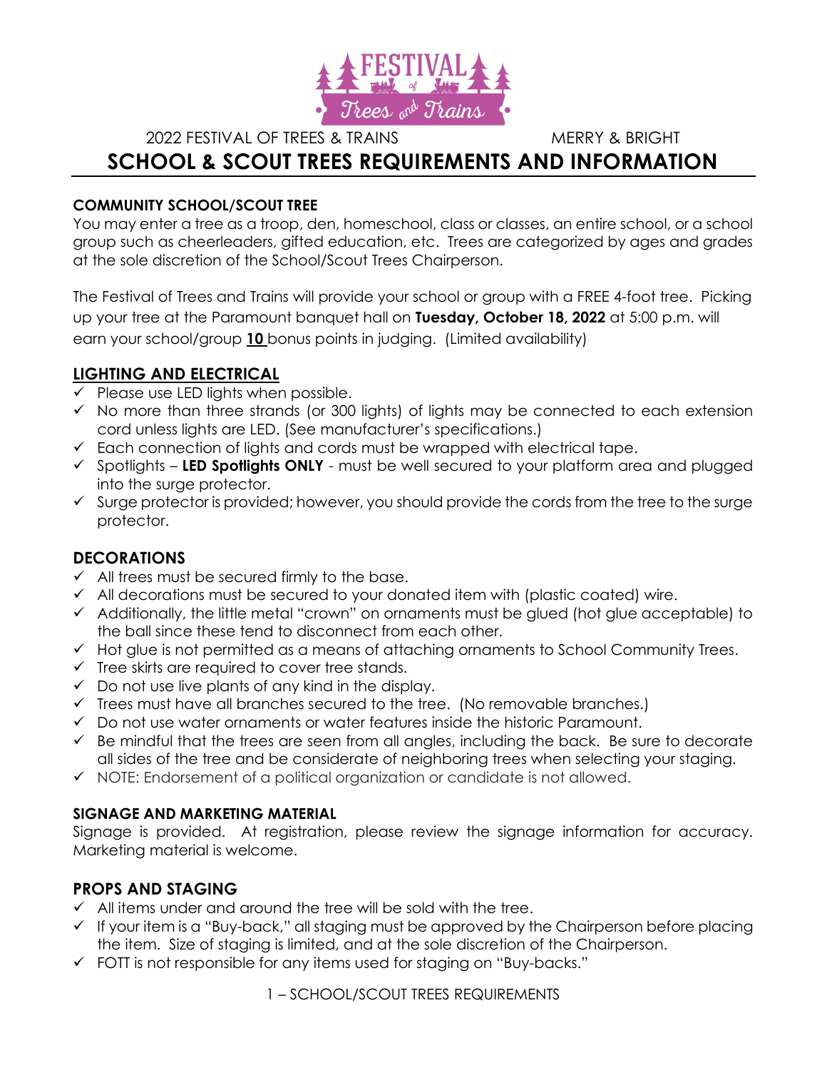2022 FESTIVAL OF TREES & TRAINS MERRY & BRIGHT

# SCHOOL & SCOUT TREES REQUIREMENTS AND INFORMATION

**COMMUNITY SCHOOL/SCOUT TREE**

You may enter a tree as a troop, den, homeschool, class or classes, an entire school, or a school group such as cheerleaders, gifted education, etc. Trees are categorized by ages and grades at the sole discretion of the School/Scout Trees Chairperson.

The Festival of Trees and Trains will provide your school or group with a FREE 4-foot tree. Picking up your tree at the Paramount banquet hall on **Tuesday, October 18, 2022** at 5:00 p.m. will earn your school/group **10** bonus points in judging. (Limited availability)

## LIGHTING AND ELECTRICAL

- ✓ Please use LED lights when possible.
- ✓ No more than three strands (or 300 lights) of lights may be connected to each extension cord unless lights are LED. (See manufacturer's specifications.)
- ✓ Each connection of lights and cords must be wrapped with electrical tape.
- ✓ Spotlights – **LED Spotlights ONLY** - must be well secured to your platform area and plugged into the surge protector.
- ✓ Surge protector is provided; however, you should provide the cords from the tree to the surge protector.

## DECORATIONS

- ✓ All trees must be secured firmly to the base.
- ✓ All decorations must be secured to your donated item with (plastic coated) wire.
- ✓ Additionally, the little metal "crown" on ornaments must be glued (hot glue acceptable) to the ball since these tend to disconnect from each other.
- ✓ Hot glue is not permitted as a means of attaching ornaments to School Community Trees.
- ✓ Tree skirts are required to cover tree stands.
- ✓ Do not use live plants of any kind in the display.
- ✓ Trees must have all branches secured to the tree. (No removable branches.)
- ✓ Do not use water ornaments or water features inside the historic Paramount.
- ✓ Be mindful that the trees are seen from all angles, including the back. Be sure to decorate all sides of the tree and be considerate of neighboring trees when selecting your staging.
- ✓ NOTE: Endorsement of a political organization or candidate is not allowed.

**SIGNAGE AND MARKETING MATERIAL**

Signage is provided. At registration, please review the signage information for accuracy. Marketing material is welcome.

## PROPS AND STAGING

- ✓ All items under and around the tree will be sold with the tree.
- ✓ If your item is a "Buy-back," all staging must be approved by the Chairperson before placing the item. Size of staging is limited, and at the sole discretion of the Chairperson.
- ✓ FOTT is not responsible for any items used for staging on "Buy-backs."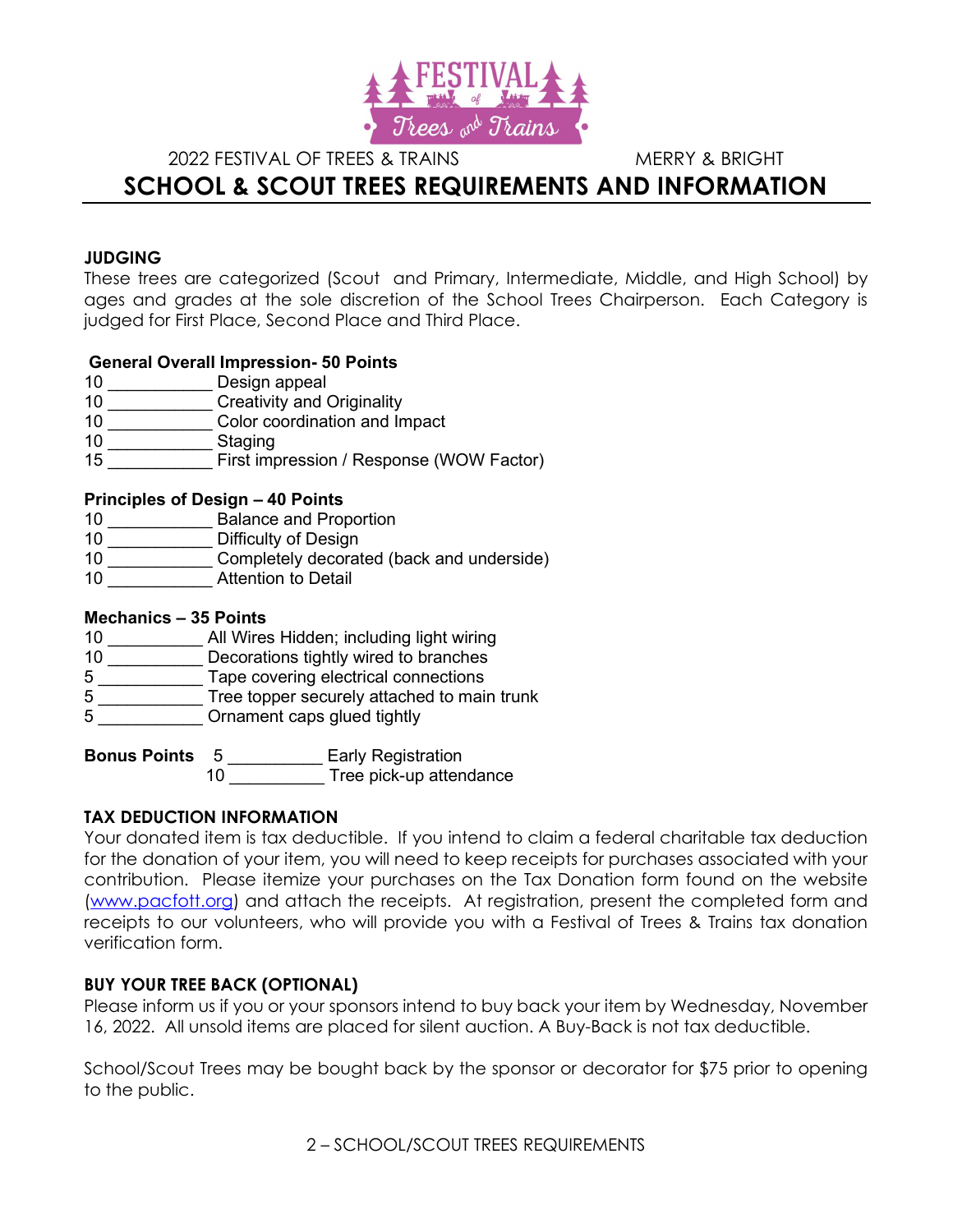2022 FESTIVAL OF TREES & TRAINS MERRY & BRIGHT

# SCHOOL & SCOUT TREES REQUIREMENTS AND INFORMATION

## JUDGING

These trees are categorized (Scout and Primary, Intermediate, Middle, and High School) by ages and grades at the sole discretion of the School Trees Chairperson. Each Category is judged for First Place, Second Place and Third Place.

**General Overall Impression- 50 Points**

10 ___________ Design appeal
10 ___________ Creativity and Originality
10 ___________ Color coordination and Impact
10 ___________ Staging
15 ___________ First impression / Response (WOW Factor)

**Principles of Design – 40 Points**

10 ___________ Balance and Proportion
10 ___________ Difficulty of Design
10 ___________ Completely decorated (back and underside)
10 ___________ Attention to Detail

**Mechanics – 35 Points**

10 __________ All Wires Hidden; including light wiring
10 __________ Decorations tightly wired to branches
5 ___________ Tape covering electrical connections
5 ___________ Tree topper securely attached to main trunk
5 ___________ Ornament caps glued tightly

**Bonus Points** 5 __________ Early Registration
10 __________ Tree pick-up attendance

## TAX DEDUCTION INFORMATION

Your donated item is tax deductible. If you intend to claim a federal charitable tax deduction for the donation of your item, you will need to keep receipts for purchases associated with your contribution. Please itemize your purchases on the Tax Donation form found on the website (www.pacfott.org) and attach the receipts. At registration, present the completed form and receipts to our volunteers, who will provide you with a Festival of Trees & Trains tax donation verification form.

## BUY YOUR TREE BACK (OPTIONAL)

Please inform us if you or your sponsors intend to buy back your item by Wednesday, November 16, 2022. All unsold items are placed for silent auction. A Buy-Back is not tax deductible.

School/Scout Trees may be bought back by the sponsor or decorator for $75 prior to opening to the public.

2 – SCHOOL/SCOUT TREES REQUIREMENTS